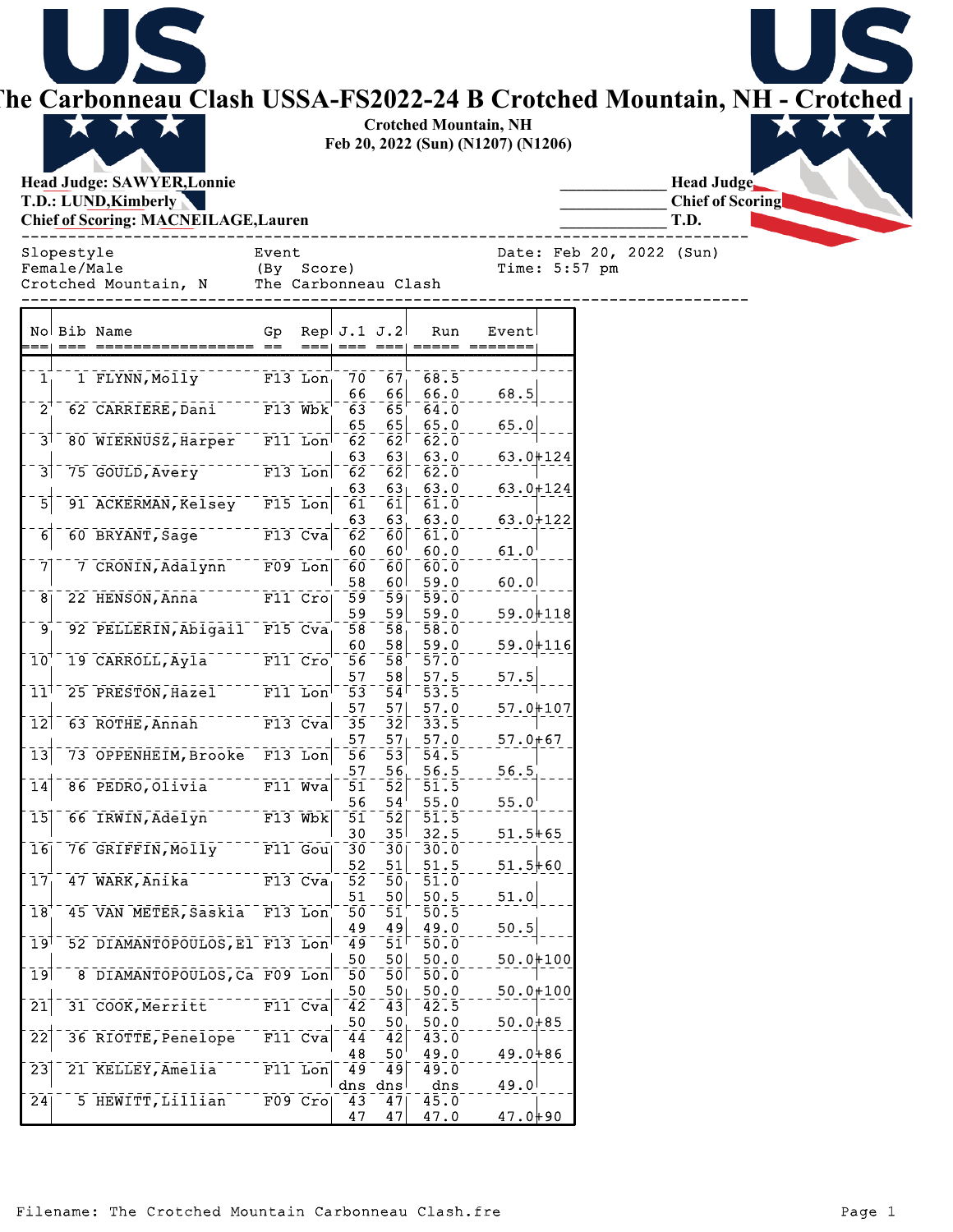# The Carbonneau Clash USSA-FS2022-24 B Crotched Mountain, NH - Crotched

**Crotched Mountain, NH**
**Feb 20, 2022 (Sun) (N1207) (N1206)**

**Head Judge: SAWYER,Lonnie** ______________ **Head Judge**
**T.D.: LUND,Kimberly** ______________ **Chief of Scoring**
**Chief of Scoring: MACNEILAGE,Lauren** ______________ **T.D.**

```
Slopestyle              Event                  Date: Feb 20, 2022 (Sun)
Female/Male             (By  Score)            Time: 5:57 pm
Crotched Mountain, N    The Carbonneau Clash
```

| No | Bib | Name | Gp | Rep | J.1 | J.2 | Run | Event | |
|---|---|---|---|---|---|---|---|---|---|
| 1 | 1 | FLYNN,Molly | F13 | Lon | 70 | 67 | 68.5 | | |
| | | | | | 66 | 66 | 66.0 | 68.5 | |
| 2 | 62 | CARRIERE,Dani | F13 | Wbk | 63 | 65 | 64.0 | | |
| | | | | | 65 | 65 | 65.0 | 65.0 | |
| 3 | 80 | WIERNUSZ,Harper | F11 | Lon | 62 | 62 | 62.0 | | |
| | | | | | 63 | 63 | 63.0 | 63.0 | +124 |
| 3 | 75 | GOULD,Avery | F13 | Lon | 62 | 62 | 62.0 | | |
| | | | | | 63 | 63 | 63.0 | 63.0 | +124 |
| 5 | 91 | ACKERMAN,Kelsey | F15 | Lon | 61 | 61 | 61.0 | | |
| | | | | | 63 | 63 | 63.0 | 63.0 | +122 |
| 6 | 60 | BRYANT,Sage | F13 | Cva | 62 | 60 | 61.0 | | |
| | | | | | 60 | 60 | 60.0 | 61.0 | |
| 7 | 7 | CRONIN,Adalynn | F09 | Lon | 60 | 60 | 60.0 | | |
| | | | | | 58 | 60 | 59.0 | 60.0 | |
| 8 | 22 | HENSON,Anna | F11 | Cro | 59 | 59 | 59.0 | | |
| | | | | | 59 | 59 | 59.0 | 59.0 | +118 |
| 9 | 92 | PELLERIN,Abigail | F15 | Cva | 58 | 58 | 58.0 | | |
| | | | | | 60 | 58 | 59.0 | 59.0 | +116 |
| 10 | 19 | CARROLL,Ayla | F11 | Cro | 56 | 58 | 57.0 | | |
| | | | | | 57 | 58 | 57.5 | 57.5 | |
| 11 | 25 | PRESTON,Hazel | F11 | Lon | 53 | 54 | 53.5 | | |
| | | | | | 57 | 57 | 57.0 | 57.0 | +107 |
| 12 | 63 | ROTHE,Annah | F13 | Cva | 35 | 32 | 33.5 | | |
| | | | | | 57 | 57 | 57.0 | 57.0 | +67 |
| 13 | 73 | OPPENHEIM,Brooke | F13 | Lon | 56 | 53 | 54.5 | | |
| | | | | | 57 | 56 | 56.5 | 56.5 | |
| 14 | 86 | PEDRO,Olivia | F11 | Wva | 51 | 52 | 51.5 | | |
| | | | | | 56 | 54 | 55.0 | 55.0 | |
| 15 | 66 | IRWIN,Adelyn | F13 | Wbk | 51 | 52 | 51.5 | | |
| | | | | | 30 | 35 | 32.5 | 51.5 | +65 |
| 16 | 76 | GRIFFIN,Molly | F11 | Gou | 30 | 30 | 30.0 | | |
| | | | | | 52 | 51 | 51.5 | 51.5 | +60 |
| 17 | 47 | WARK,Anika | F13 | Cva | 52 | 50 | 51.0 | | |
| | | | | | 51 | 50 | 50.5 | 51.0 | |
| 18 | 45 | VAN METER,Saskia | F13 | Lon | 50 | 51 | 50.5 | | |
| | | | | | 49 | 49 | 49.0 | 50.5 | |
| 19 | 52 | DIAMANTOPOULOS,El | F13 | Lon | 49 | 51 | 50.0 | | |
| | | | | | 50 | 50 | 50.0 | 50.0 | +100 |
| 19 | 8 | DIAMANTOPOULOS,Ca | F09 | Lon | 50 | 50 | 50.0 | | |
| | | | | | 50 | 50 | 50.0 | 50.0 | +100 |
| 21 | 31 | COOK,Merritt | F11 | Cva | 42 | 43 | 42.5 | | |
| | | | | | 50 | 50 | 50.0 | 50.0 | +85 |
| 22 | 36 | RIOTTE,Penelope | F11 | Cva | 44 | 42 | 43.0 | | |
| | | | | | 48 | 50 | 49.0 | 49.0 | +86 |
| 23 | 21 | KELLEY,Amelia | F11 | Lon | 49 | 49 | 49.0 | | |
| | | | | | dns | dns | dns | 49.0 | |
| 24 | 5 | HEWITT,Lillian | F09 | Cro | 43 | 47 | 45.0 | | |
| | | | | | 47 | 47 | 47.0 | 47.0 | +90 |

Filename: The Crotched Mountain Carbonneau Clash.fre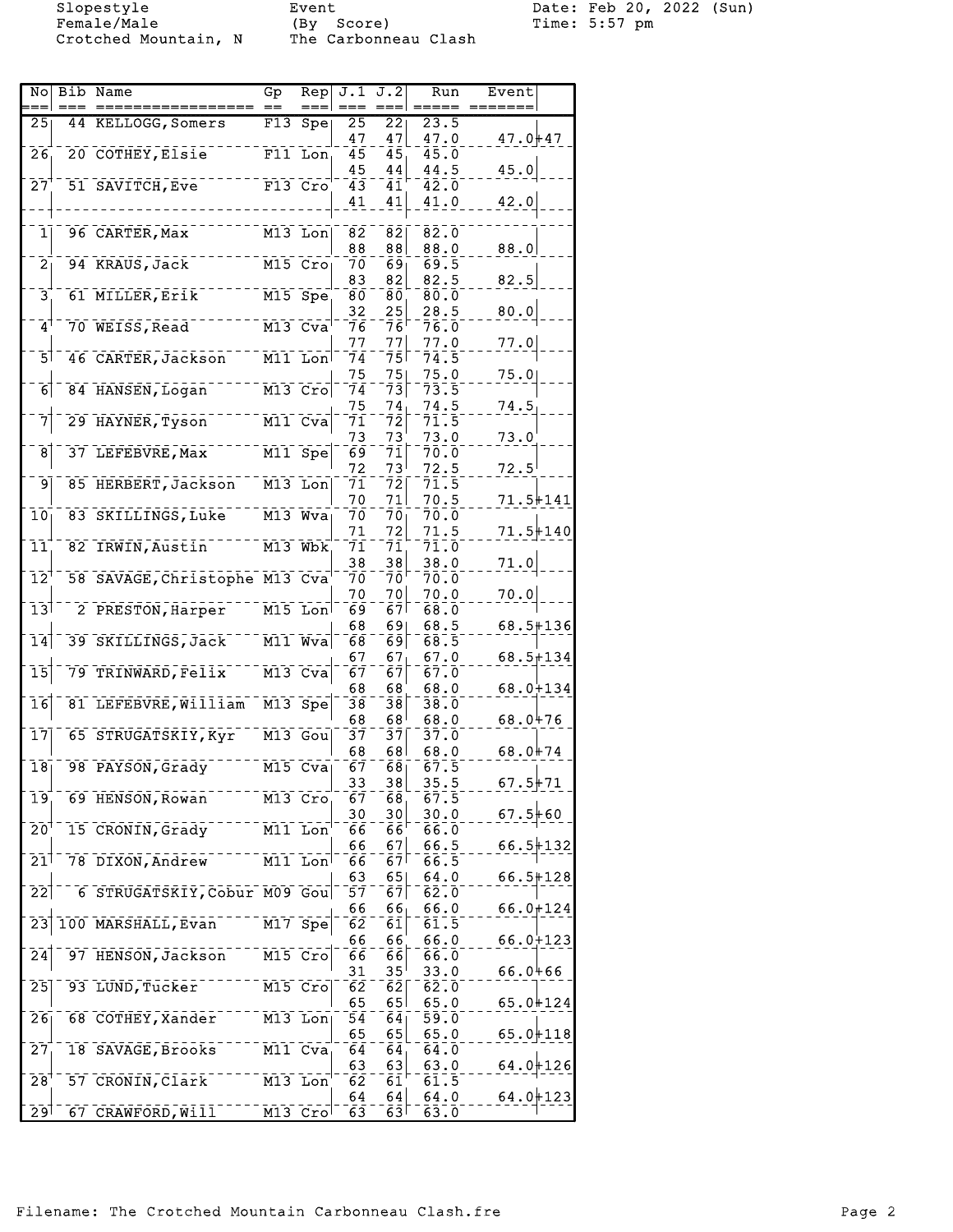Slopestyle　　　　　Event　　　　　　　　Date: Feb 20, 2022 (Sun)
Female/Male　　　　(By Score)　　　　　 Time: 5:57 pm
Crotched Mountain, N　The Carbonneau Clash

| No | Bib | Name | Gp | Rep | J.1 | J.2 | Run | Event | |
|---|---|---|---|---|---|---|---|---|---|
| 25 | 44 | KELLOGG,Somers | F13 | Spe | 25 | 22 | 23.5 | | |
| | | | | | 47 | 47 | 47.0 | 47.0 | 47 |
| 26 | 20 | COTHEY,Elsie | F11 | Lon | 45 | 45 | 45.0 | | |
| | | | | | 45 | 44 | 44.5 | 45.0 | |
| 27 | 51 | SAVITCH,Eve | F13 | Cro | 43 | 41 | 42.0 | | |
| | | | | | 41 | 41 | 41.0 | 42.0 | |
| | | | | | | | | | |
| 1 | 96 | CARTER,Max | M13 | Lon | 82 | 82 | 82.0 | | |
| | | | | | 88 | 88 | 88.0 | 88.0 | |
| 2 | 94 | KRAUS,Jack | M15 | Cro | 70 | 69 | 69.5 | | |
| | | | | | 83 | 82 | 82.5 | 82.5 | |
| 3 | 61 | MILLER,Erik | M15 | Spe | 80 | 80 | 80.0 | | |
| | | | | | 32 | 25 | 28.5 | 80.0 | |
| 4 | 70 | WEISS,Read | M13 | Cva | 76 | 76 | 76.0 | | |
| | | | | | 77 | 77 | 77.0 | 77.0 | |
| 5 | 46 | CARTER,Jackson | M11 | Lon | 74 | 75 | 74.5 | | |
| | | | | | 75 | 75 | 75.0 | 75.0 | |
| 6 | 84 | HANSEN,Logan | M13 | Cro | 74 | 73 | 73.5 | | |
| | | | | | 75 | 74 | 74.5 | 74.5 | |
| 7 | 29 | HAYNER,Tyson | M11 | Cva | 71 | 72 | 71.5 | | |
| | | | | | 73 | 73 | 73.0 | 73.0 | |
| 8 | 37 | LEFEBVRE,Max | M11 | Spe | 69 | 71 | 70.0 | | |
| | | | | | 72 | 73 | 72.5 | 72.5 | |
| 9 | 85 | HERBERT,Jackson | M13 | Lon | 71 | 72 | 71.5 | | |
| | | | | | 70 | 71 | 70.5 | 71.5 | 141 |
| 10 | 83 | SKILLINGS,Luke | M13 | Wva | 70 | 70 | 70.0 | | |
| | | | | | 71 | 72 | 71.5 | 71.5 | 140 |
| 11 | 82 | IRWIN,Austin | M13 | Wbk | 71 | 71 | 71.0 | | |
| | | | | | 38 | 38 | 38.0 | 71.0 | |
| 12 | 58 | SAVAGE,Christophe | M13 | Cva | 70 | 70 | 70.0 | | |
| | | | | | 70 | 70 | 70.0 | 70.0 | |
| 13 | 2 | PRESTON,Harper | M15 | Lon | 69 | 67 | 68.0 | | |
| | | | | | 68 | 69 | 68.5 | 68.5 | 136 |
| 14 | 39 | SKILLINGS,Jack | M11 | Wva | 68 | 69 | 68.5 | | |
| | | | | | 67 | 67 | 67.0 | 68.5 | 134 |
| 15 | 79 | TRINWARD,Felix | M13 | Cva | 67 | 67 | 67.0 | | |
| | | | | | 68 | 68 | 68.0 | 68.0 | 134 |
| 16 | 81 | LEFEBVRE,William | M13 | Spe | 38 | 38 | 38.0 | | |
| | | | | | 68 | 68 | 68.0 | 68.0 | 76 |
| 17 | 65 | STRUGATSKIY,Kyr | M13 | Gou | 37 | 37 | 37.0 | | |
| | | | | | 68 | 68 | 68.0 | 68.0 | 74 |
| 18 | 98 | PAYSON,Grady | M15 | Cva | 67 | 68 | 67.5 | | |
| | | | | | 33 | 38 | 35.5 | 67.5 | 71 |
| 19 | 69 | HENSON,Rowan | M13 | Cro | 67 | 68 | 67.5 | | |
| | | | | | 30 | 30 | 30.0 | 67.5 | 60 |
| 20 | 15 | CRONIN,Grady | M11 | Lon | 66 | 66 | 66.0 | | |
| | | | | | 66 | 67 | 66.5 | 66.5 | 132 |
| 21 | 78 | DIXON,Andrew | M11 | Lon | 66 | 67 | 66.5 | | |
| | | | | | 63 | 65 | 64.0 | 66.5 | 128 |
| 22 | 6 | STRUGATSKIY,Cobur | M09 | Gou | 57 | 67 | 62.0 | | |
| | | | | | 66 | 66 | 66.0 | 66.0 | 124 |
| 23 | 100 | MARSHALL,Evan | M17 | Spe | 62 | 61 | 61.5 | | |
| | | | | | 66 | 66 | 66.0 | 66.0 | 123 |
| 24 | 97 | HENSON,Jackson | M15 | Cro | 66 | 66 | 66.0 | | |
| | | | | | 31 | 35 | 33.0 | 66.0 | 66 |
| 25 | 93 | LUND,Tucker | M15 | Cro | 62 | 62 | 62.0 | | |
| | | | | | 65 | 65 | 65.0 | 65.0 | 124 |
| 26 | 68 | COTHEY,Xander | M13 | Lon | 54 | 64 | 59.0 | | |
| | | | | | 65 | 65 | 65.0 | 65.0 | 118 |
| 27 | 18 | SAVAGE,Brooks | M11 | Cva | 64 | 64 | 64.0 | | |
| | | | | | 63 | 63 | 63.0 | 64.0 | 126 |
| 28 | 57 | CRONIN,Clark | M13 | Lon | 62 | 61 | 61.5 | | |
| | | | | | 64 | 64 | 64.0 | 64.0 | 123 |
| 29 | 67 | CRAWFORD,Will | M13 | Cro | 63 | 63 | 63.0 | | |

Filename: The Crotched Mountain Carbonneau Clash.fre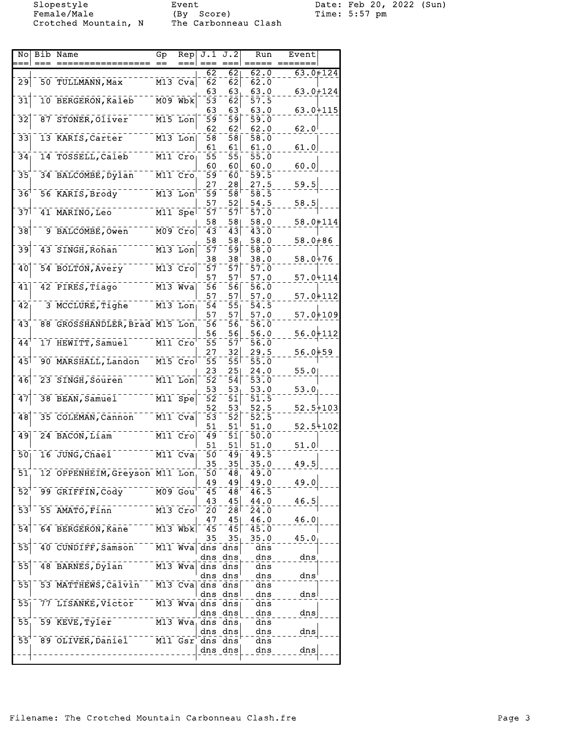| No | Bib | Name | Gp | Rep | J.1 | J.2 | Run | Event | |
|---|---|---|---|---|---|---|---|---|---|
| | | | | | 62 | 62 | 62.0 | 63.0 | +124 |
| 29 | 50 | TULLMANN,Max | M13 | Cva | 62 | 62 | 62.0 | | |
| | | | | | 63 | 63 | 63.0 | 63.0 | +124 |
| 31 | 10 | BERGERON,Kaleb | M09 | Wbk | 53 | 62 | 57.5 | | |
| | | | | | 63 | 63 | 63.0 | 63.0 | +115 |
| 32 | 87 | STONER,Oliver | M15 | Lon | 59 | 59 | 59.0 | | |
| | | | | | 62 | 62 | 62.0 | 62.0 | |
| 33 | 13 | KARIS,Carter | M13 | Lon | 58 | 58 | 58.0 | | |
| | | | | | 61 | 61 | 61.0 | 61.0 | |
| 34 | 14 | TOSSELL,Caleb | M11 | Cro | 55 | 55 | 55.0 | | |
| | | | | | 60 | 60 | 60.0 | 60.0 | |
| 35 | 34 | BALCOMBE,Dylan | M11 | Cro | 59 | 60 | 59.5 | | |
| | | | | | 27 | 28 | 27.5 | 59.5 | |
| 36 | 56 | KARIS,Brody | M13 | Lon | 59 | 58 | 58.5 | | |
| | | | | | 57 | 52 | 54.5 | 58.5 | |
| 37 | 41 | MARINO,Leo | M11 | Spe | 57 | 57 | 57.0 | | |
| | | | | | 58 | 58 | 58.0 | 58.0 | +114 |
| 38 | 9 | BALCOMBE,Owen | M09 | Cro | 43 | 43 | 43.0 | | |
| | | | | | 58 | 58 | 58.0 | 58.0 | +86 |
| 39 | 43 | SINGH,Rohan | M13 | Lon | 57 | 59 | 58.0 | | |
| | | | | | 38 | 38 | 38.0 | 58.0 | +76 |
| 40 | 54 | BOLTON,Avery | M13 | Cro | 57 | 57 | 57.0 | | |
| | | | | | 57 | 57 | 57.0 | 57.0 | +114 |
| 41 | 42 | PIRES,Tiago | M13 | Wva | 56 | 56 | 56.0 | | |
| | | | | | 57 | 57 | 57.0 | 57.0 | +112 |
| 42 | 3 | MCCLURE,Tighe | M13 | Lon | 54 | 55 | 54.5 | | |
| | | | | | 57 | 57 | 57.0 | 57.0 | +109 |
| 43 | 88 | GROSSHANDLER,Brad | M15 | Lon | 56 | 56 | 56.0 | | |
| | | | | | 56 | 56 | 56.0 | 56.0 | +112 |
| 44 | 17 | HEWITT,Samuel | M11 | Cro | 55 | 57 | 56.0 | | |
| | | | | | 27 | 32 | 29.5 | 56.0 | +59 |
| 45 | 90 | MARSHALL,Landon | M15 | Cro | 55 | 55 | 55.0 | | |
| | | | | | 23 | 25 | 24.0 | 55.0 | |
| 46 | 23 | SINGH,Souren | M11 | Lon | 52 | 54 | 53.0 | | |
| | | | | | 53 | 53 | 53.0 | 53.0 | |
| 47 | 38 | BEAN,Samuel | M11 | Spe | 52 | 51 | 51.5 | | |
| | | | | | 52 | 53 | 52.5 | 52.5 | +103 |
| 48 | 35 | COLEMAN,Cannon | M11 | Cva | 53 | 52 | 52.5 | | |
| | | | | | 51 | 51 | 51.0 | 52.5 | +102 |
| 49 | 24 | BACON,Liam | M11 | Cro | 49 | 51 | 50.0 | | |
| | | | | | 51 | 51 | 51.0 | 51.0 | |
| 50 | 16 | JUNG,Chael | M11 | Cva | 50 | 49 | 49.5 | | |
| | | | | | 35 | 35 | 35.0 | 49.5 | |
| 51 | 12 | OPPENHEIM,Greyson | M11 | Lon | 50 | 48 | 49.0 | | |
| | | | | | 49 | 49 | 49.0 | 49.0 | |
| 52 | 99 | GRIFFIN,Cody | M09 | Gou | 45 | 48 | 46.5 | | |
| | | | | | 43 | 45 | 44.0 | 46.5 | |
| 53 | 55 | AMATO,Finn | M13 | Cro | 20 | 28 | 24.0 | | |
| | | | | | 47 | 45 | 46.0 | 46.0 | |
| 54 | 64 | BERGERON,Kane | M13 | Wbk | 45 | 45 | 45.0 | | |
| | | | | | 35 | 35 | 35.0 | 45.0 | |
| 55 | 40 | CUNDIFF,Samson | M11 | Wva | dns | dns | dns | | |
| | | | | | dns | dns | dns | dns | |
| 55 | 48 | BARNES,Dylan | M13 | Wva | dns | dns | dns | | |
| | | | | | dns | dns | dns | dns | |
| 55 | 53 | MATTHEWS,Calvin | M13 | Cva | dns | dns | dns | | |
| | | | | | dns | dns | dns | dns | |
| 55 | 77 | LISANKE,Victor | M13 | Wva | dns | dns | dns | | |
| | | | | | dns | dns | dns | dns | |
| 55 | 59 | KEVE,Tyler | M13 | Wva | dns | dns | dns | | |
| | | | | | dns | dns | dns | dns | |
| 55 | 89 | OLIVER,Daniel | M11 | Gsr | dns | dns | dns | | |
| | | | | | dns | dns | dns | dns | |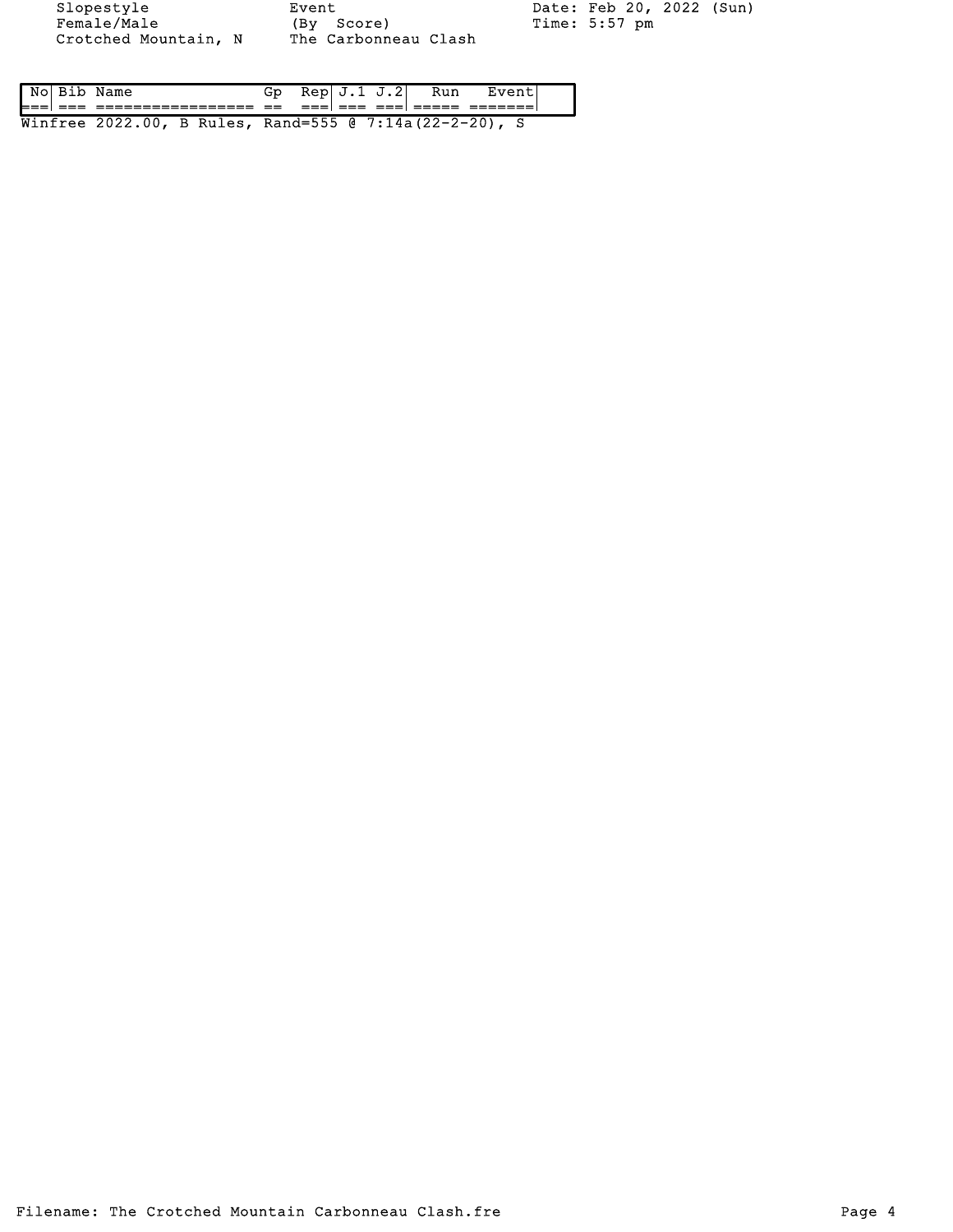Slopestyle	Event	Date: Feb 20, 2022 (Sun)
Female/Male	(By Score)	Time: 5:57 pm
Crotched Mountain, N	The Carbonneau Clash

| No | Bib | Name | Gp | Rep | J.1 | J.2 | Run | Event |
|---|---|---|---|---|---|---|---|---|

Winfree 2022.00, B Rules, Rand=555 @ 7:14a(22-2-20), S

Filename: The Crotched Mountain Carbonneau Clash.fre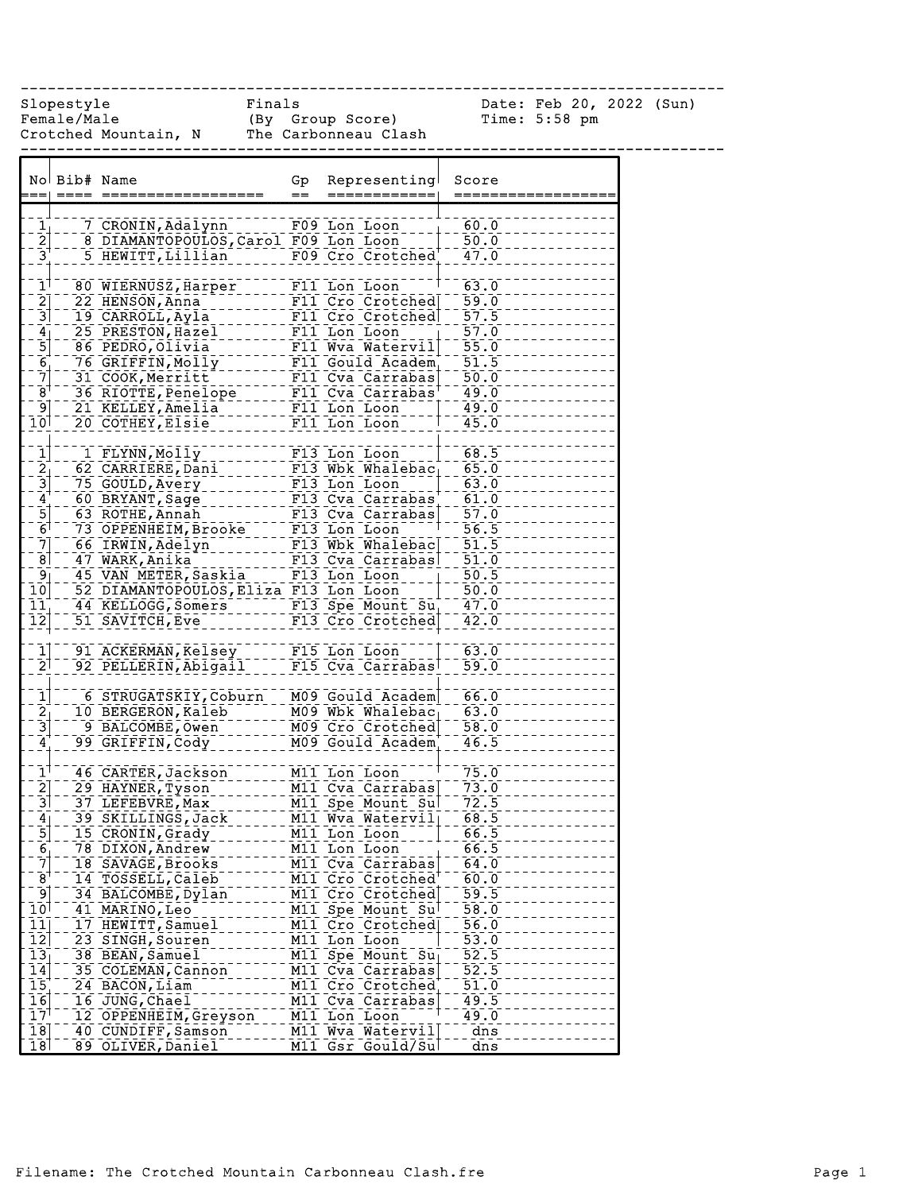Slopestyle | Finals | Date: Feb 20, 2022 (Sun)
Female/Male | (By Group Score) | Time: 5:58 pm
Crotched Mountain, N | The Carbonneau Clash

| No | Bib# | Name | Gp | Representing | Score |
|---|---|---|---|---|---|
| 1 | 7 | CRONIN,Adalynn | F09 | Lon Loon | 60.0 |
| 2 | 8 | DIAMANTOPOULOS,Carol | F09 | Lon Loon | 50.0 |
| 3 | 5 | HEWITT,Lillian | F09 | Cro Crotched | 47.0 |
| 1 | 80 | WIERNUSZ,Harper | F11 | Lon Loon | 63.0 |
| 2 | 22 | HENSON,Anna | F11 | Cro Crotched | 59.0 |
| 3 | 19 | CARROLL,Ayla | F11 | Cro Crotched | 57.5 |
| 4 | 25 | PRESTON,Hazel | F11 | Lon Loon | 57.0 |
| 5 | 86 | PEDRO,Olivia | F11 | Wva Watervil | 55.0 |
| 6 | 76 | GRIFFIN,Molly | F11 | Gould Academ | 51.5 |
| 7 | 31 | COOK,Merritt | F11 | Cva Carrabas | 50.0 |
| 8 | 36 | RIOTTE,Penelope | F11 | Cva Carrabas | 49.0 |
| 9 | 21 | KELLEY,Amelia | F11 | Lon Loon | 49.0 |
| 10 | 20 | COTHEY,Elsie | F11 | Lon Loon | 45.0 |
| 1 | 1 | FLYNN,Molly | F13 | Lon Loon | 68.5 |
| 2 | 62 | CARRIERE,Dani | F13 | Wbk Whalebac | 65.0 |
| 3 | 75 | GOULD,Avery | F13 | Lon Loon | 63.0 |
| 4 | 60 | BRYANT,Sage | F13 | Cva Carrabas | 61.0 |
| 5 | 63 | ROTHE,Annah | F13 | Cva Carrabas | 57.0 |
| 6 | 73 | OPPENHEIM,Brooke | F13 | Lon Loon | 56.5 |
| 7 | 66 | IRWIN,Adelyn | F13 | Wbk Whalebac | 51.5 |
| 8 | 47 | WARK,Anika | F13 | Cva Carrabas | 51.0 |
| 9 | 45 | VAN METER,Saskia | F13 | Lon Loon | 50.5 |
| 10 | 52 | DIAMANTOPOULOS,Eliza | F13 | Lon Loon | 50.0 |
| 11 | 44 | KELLOGG,Somers | F13 | Spe Mount Su | 47.0 |
| 12 | 51 | SAVITCH,Eve | F13 | Cro Crotched | 42.0 |
| 1 | 91 | ACKERMAN,Kelsey | F15 | Lon Loon | 63.0 |
| 2 | 92 | PELLERIN,Abigail | F15 | Cva Carrabas | 59.0 |
| 1 | 6 | STRUGATSKIY,Coburn | M09 | Gould Academ | 66.0 |
| 2 | 10 | BERGERON,Kaleb | M09 | Wbk Whalebac | 63.0 |
| 3 | 9 | BALCOMBE,Owen | M09 | Cro Crotched | 58.0 |
| 4 | 99 | GRIFFIN,Cody | M09 | Gould Academ | 46.5 |
| 1 | 46 | CARTER,Jackson | M11 | Lon Loon | 75.0 |
| 2 | 29 | HAYNER,Tyson | M11 | Cva Carrabas | 73.0 |
| 3 | 37 | LEFEBVRE,Max | M11 | Spe Mount Su | 72.5 |
| 4 | 39 | SKILLINGS,Jack | M11 | Wva Watervil | 68.5 |
| 5 | 15 | CRONIN,Grady | M11 | Lon Loon | 66.5 |
| 6 | 78 | DIXON,Andrew | M11 | Lon Loon | 66.5 |
| 7 | 18 | SAVAGE,Brooks | M11 | Cva Carrabas | 64.0 |
| 8 | 14 | TOSSELL,Caleb | M11 | Cro Crotched | 60.0 |
| 9 | 34 | BALCOMBE,Dylan | M11 | Cro Crotched | 59.5 |
| 10 | 41 | MARINO,Leo | M11 | Spe Mount Su | 58.0 |
| 11 | 17 | HEWITT,Samuel | M11 | Cro Crotched | 56.0 |
| 12 | 23 | SINGH,Souren | M11 | Lon Loon | 53.0 |
| 13 | 38 | BEAN,Samuel | M11 | Spe Mount Su | 52.5 |
| 14 | 35 | COLEMAN,Cannon | M11 | Cva Carrabas | 52.5 |
| 15 | 24 | BACON,Liam | M11 | Cro Crotched | 51.0 |
| 16 | 16 | JUNG,Chael | M11 | Cva Carrabas | 49.5 |
| 17 | 12 | OPPENHEIM,Greyson | M11 | Lon Loon | 49.0 |
| 18 | 40 | CUNDIFF,Samson | M11 | Wva Watervil | dns |
| 18 | 89 | OLIVER,Daniel | M11 | Gsr Gould/Su | dns |

Filename: The Crotched Mountain Carbonneau Clash.fre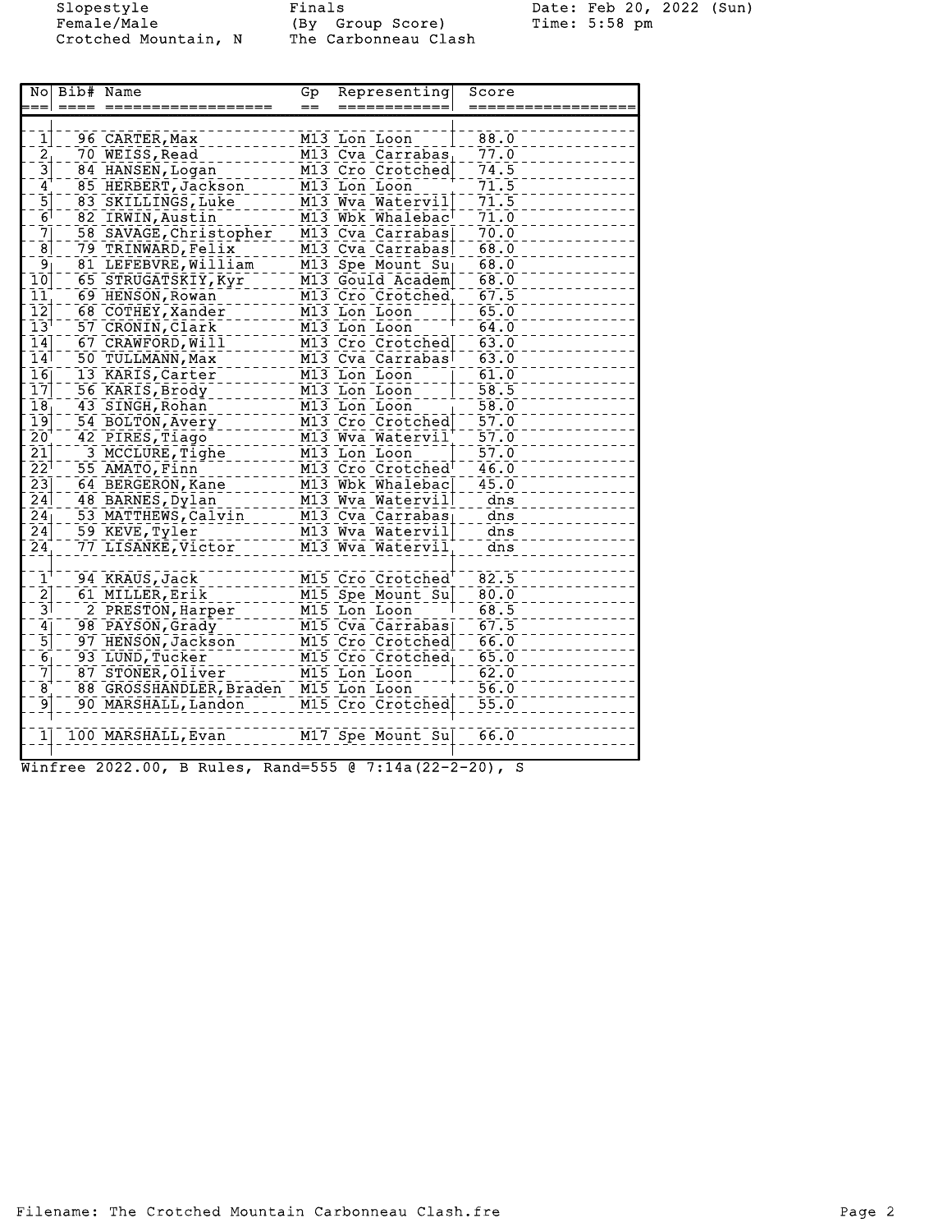Slopestyle
Female/Male
Crotched Mountain, N

Finals
(By Group Score)
The Carbonneau Clash

Date: Feb 20, 2022 (Sun)
Time: 5:58 pm

| No | Bib# | Name | Gp | Representing | Score |
|---|---|---|---|---|---|
| 1 | 96 | CARTER,Max | M13 | Lon Loon | 88.0 |
| 2 | 70 | WEISS,Read | M13 | Cva Carrabas | 77.0 |
| 3 | 84 | HANSEN,Logan | M13 | Cro Crotched | 74.5 |
| 4 | 85 | HERBERT,Jackson | M13 | Lon Loon | 71.5 |
| 5 | 83 | SKILLINGS,Luke | M13 | Wva Watervil | 71.5 |
| 6 | 82 | IRWIN,Austin | M13 | Wbk Whalebac | 71.0 |
| 7 | 58 | SAVAGE,Christopher | M13 | Cva Carrabas | 70.0 |
| 8 | 79 | TRINWARD,Felix | M13 | Cva Carrabas | 68.0 |
| 9 | 81 | LEFEBVRE,William | M13 | Spe Mount Su | 68.0 |
| 10 | 65 | STRUGATSKIY,Kyr | M13 | Gould Academ | 68.0 |
| 11 | 69 | HENSON,Rowan | M13 | Cro Crotched | 67.5 |
| 12 | 68 | COTHEY,Xander | M13 | Lon Loon | 65.0 |
| 13 | 57 | CRONIN,Clark | M13 | Lon Loon | 64.0 |
| 14 | 67 | CRAWFORD,Will | M13 | Cro Crotched | 63.0 |
| 14 | 50 | TULLMANN,Max | M13 | Cva Carrabas | 63.0 |
| 16 | 13 | KARIS,Carter | M13 | Lon Loon | 61.0 |
| 17 | 56 | KARIS,Brody | M13 | Lon Loon | 58.5 |
| 18 | 43 | SINGH,Rohan | M13 | Lon Loon | 58.0 |
| 19 | 54 | BOLTON,Avery | M13 | Cro Crotched | 57.0 |
| 20 | 42 | PIRES,Tiago | M13 | Wva Watervil | 57.0 |
| 21 | 3 | MCCLURE,Tighe | M13 | Lon Loon | 57.0 |
| 22 | 55 | AMATO,Finn | M13 | Cro Crotched | 46.0 |
| 23 | 64 | BERGERON,Kane | M13 | Wbk Whalebac | 45.0 |
| 24 | 48 | BARNES,Dylan | M13 | Wva Watervil | dns |
| 24 | 53 | MATTHEWS,Calvin | M13 | Cva Carrabas | dns |
| 24 | 59 | KEVE,Tyler | M13 | Wva Watervil | dns |
| 24 | 77 | LISANKE,Victor | M13 | Wva Watervil | dns |
| | | | | | |
| 1 | 94 | KRAUS,Jack | M15 | Cro Crotched | 82.5 |
| 2 | 61 | MILLER,Erik | M15 | Spe Mount Su | 80.0 |
| 3 | 2 | PRESTON,Harper | M15 | Lon Loon | 68.5 |
| 4 | 98 | PAYSON,Grady | M15 | Cva Carrabas | 67.5 |
| 5 | 97 | HENSON,Jackson | M15 | Cro Crotched | 66.0 |
| 6 | 93 | LUND,Tucker | M15 | Cro Crotched | 65.0 |
| 7 | 87 | STONER,Oliver | M15 | Lon Loon | 62.0 |
| 8 | 88 | GROSSHANDLER,Braden | M15 | Lon Loon | 56.0 |
| 9 | 90 | MARSHALL,Landon | M15 | Cro Crotched | 55.0 |
| | | | | | |
| 1 | 100 | MARSHALL,Evan | M17 | Spe Mount Su | 66.0 |

Winfree 2022.00, B Rules, Rand=555 @ 7:14a(22-2-20), S

Filename: The Crotched Mountain Carbonneau Clash.fre